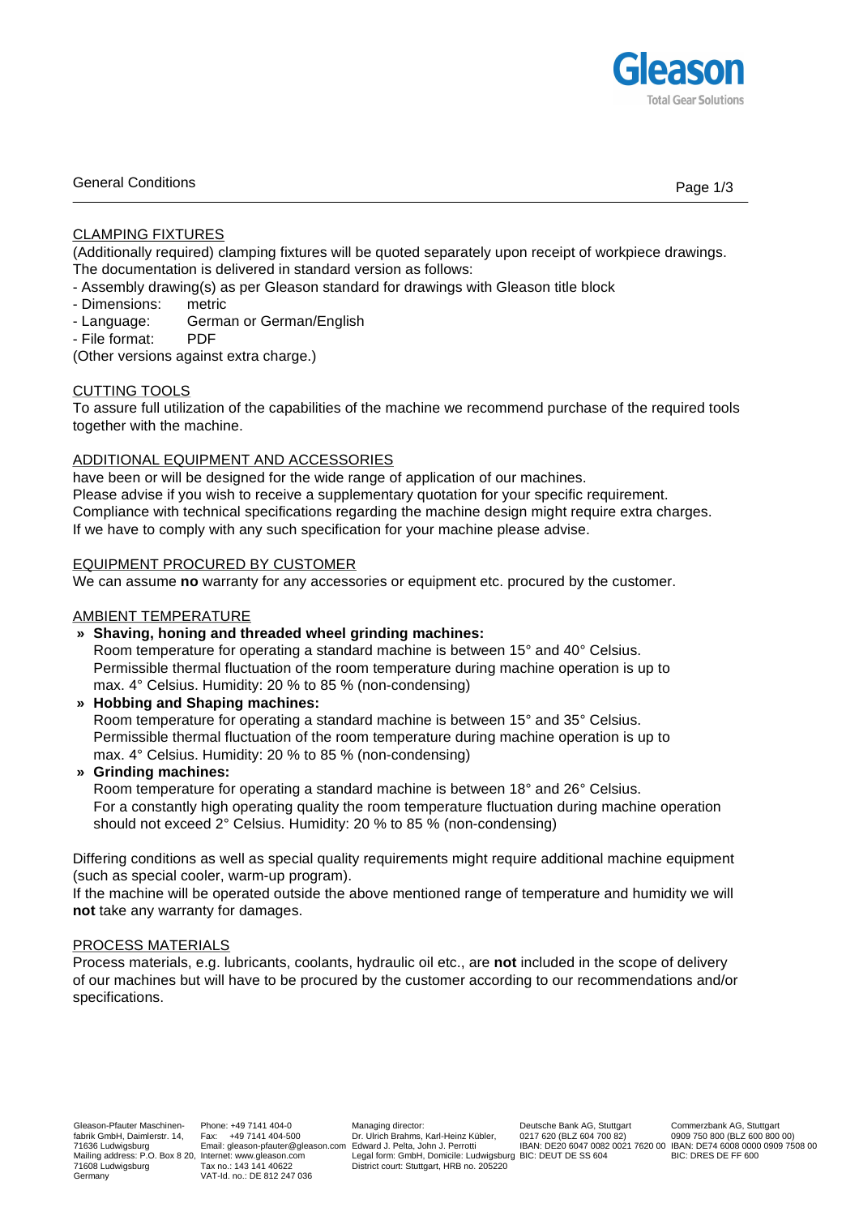# General Conditions

## CLAMPING FIXTURES

(Additionally required) clamping fixtures will be quoted separately upon receipt of workpiece drawings. The documentation is delivered in standard version as follows:

- Assembly drawing(s) as per Gleason standard for drawings with Gleason title block
- Dimensions: metric
- Language: German or German/English
- File format: PDF

(Other versions against extra charge.)

## CUTTING TOOLS

To assure full utilization of the capabilities of the machine we recommend purchase of the required tools together with the machine.

## ADDITIONAL EQUIPMENT AND ACCESSORIES

have been or will be designed for the wide range of application of our machines.
Please advise if you wish to receive a supplementary quotation for your specific requirement.
Compliance with technical specifications regarding the machine design might require extra charges.
If we have to comply with any such specification for your machine please advise.

## EQUIPMENT PROCURED BY CUSTOMER

We can assume **no** warranty for any accessories or equipment etc. procured by the customer.

## AMBIENT TEMPERATURE

- **Shaving, honing and threaded wheel grinding machines:**
  Room temperature for operating a standard machine is between 15° and 40° Celsius. Permissible thermal fluctuation of the room temperature during machine operation is up to max. 4° Celsius. Humidity: 20 % to 85 % (non-condensing)
- **Hobbing and Shaping machines:**
  Room temperature for operating a standard machine is between 15° and 35° Celsius. Permissible thermal fluctuation of the room temperature during machine operation is up to max. 4° Celsius. Humidity: 20 % to 85 % (non-condensing)
- **Grinding machines:**
  Room temperature for operating a standard machine is between 18° and 26° Celsius. For a constantly high operating quality the room temperature fluctuation during machine operation should not exceed 2° Celsius. Humidity: 20 % to 85 % (non-condensing)

Differing conditions as well as special quality requirements might require additional machine equipment (such as special cooler, warm-up program).
If the machine will be operated outside the above mentioned range of temperature and humidity we will **not** take any warranty for damages.

## PROCESS MATERIALS

Process materials, e.g. lubricants, coolants, hydraulic oil etc., are **not** included in the scope of delivery of our machines but will have to be procured by the customer according to our recommendations and/or specifications.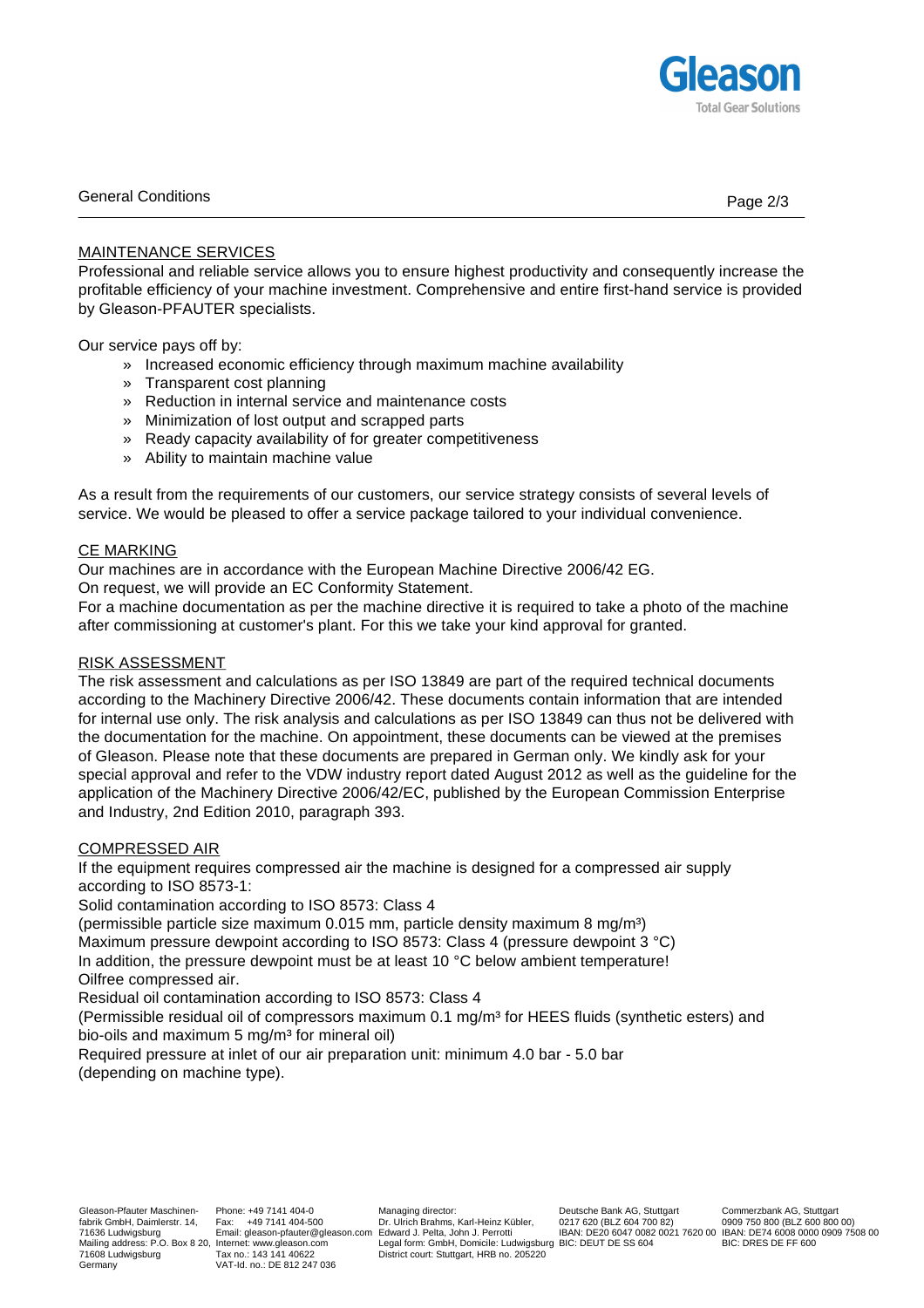## MAINTENANCE SERVICES

Professional and reliable service allows you to ensure highest productivity and consequently increase the profitable efficiency of your machine investment. Comprehensive and entire first-hand service is provided by Gleason-PFAUTER specialists.

Our service pays off by:

- Increased economic efficiency through maximum machine availability
- Transparent cost planning
- Reduction in internal service and maintenance costs
- Minimization of lost output and scrapped parts
- Ready capacity availability of for greater competitiveness
- Ability to maintain machine value

As a result from the requirements of our customers, our service strategy consists of several levels of service. We would be pleased to offer a service package tailored to your individual convenience.

## CE MARKING

Our machines are in accordance with the European Machine Directive 2006/42 EG.
On request, we will provide an EC Conformity Statement.
For a machine documentation as per the machine directive it is required to take a photo of the machine after commissioning at customer's plant. For this we take your kind approval for granted.

## RISK ASSESSMENT

The risk assessment and calculations as per ISO 13849 are part of the required technical documents according to the Machinery Directive 2006/42. These documents contain information that are intended for internal use only. The risk analysis and calculations as per ISO 13849 can thus not be delivered with the documentation for the machine. On appointment, these documents can be viewed at the premises of Gleason. Please note that these documents are prepared in German only. We kindly ask for your special approval and refer to the VDW industry report dated August 2012 as well as the guideline for the application of the Machinery Directive 2006/42/EC, published by the European Commission Enterprise and Industry, 2nd Edition 2010, paragraph 393.

## COMPRESSED AIR

If the equipment requires compressed air the machine is designed for a compressed air supply according to ISO 8573-1:
Solid contamination according to ISO 8573: Class 4
(permissible particle size maximum 0.015 mm, particle density maximum 8 mg/m³)
Maximum pressure dewpoint according to ISO 8573: Class 4 (pressure dewpoint 3 °C)
In addition, the pressure dewpoint must be at least 10 °C below ambient temperature!
Oilfree compressed air.
Residual oil contamination according to ISO 8573: Class 4
(Permissible residual oil of compressors maximum 0.1 mg/m³ for HEES fluids (synthetic esters) and bio-oils and maximum 5 mg/m³ for mineral oil)
Required pressure at inlet of our air preparation unit: minimum 4.0 bar - 5.0 bar
(depending on machine type).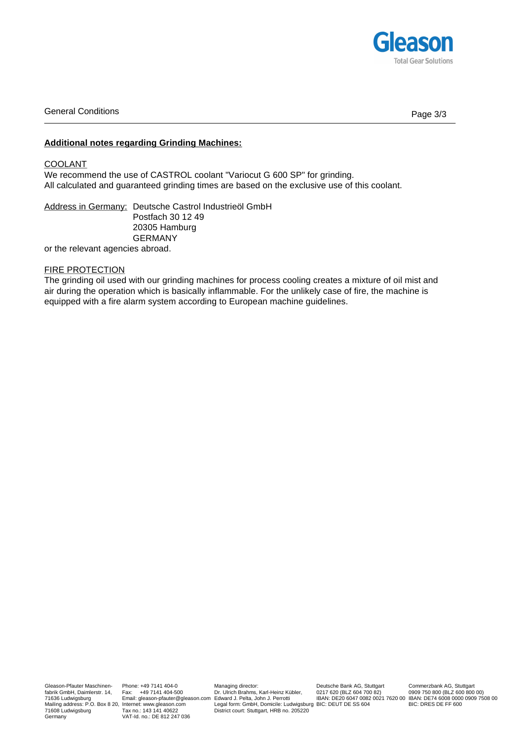## Additional notes regarding Grinding Machines:

COOLANT

We recommend the use of CASTROL coolant "Variocut G 600 SP" for grinding.
All calculated and guaranteed grinding times are based on the exclusive use of this coolant.

Address in Germany: Deutsche Castrol Industrieöl GmbH
Postfach 30 12 49
20305 Hamburg
GERMANY

or the relevant agencies abroad.

FIRE PROTECTION

The grinding oil used with our grinding machines for process cooling creates a mixture of oil mist and air during the operation which is basically inflammable. For the unlikely case of fire, the machine is equipped with a fire alarm system according to European machine guidelines.